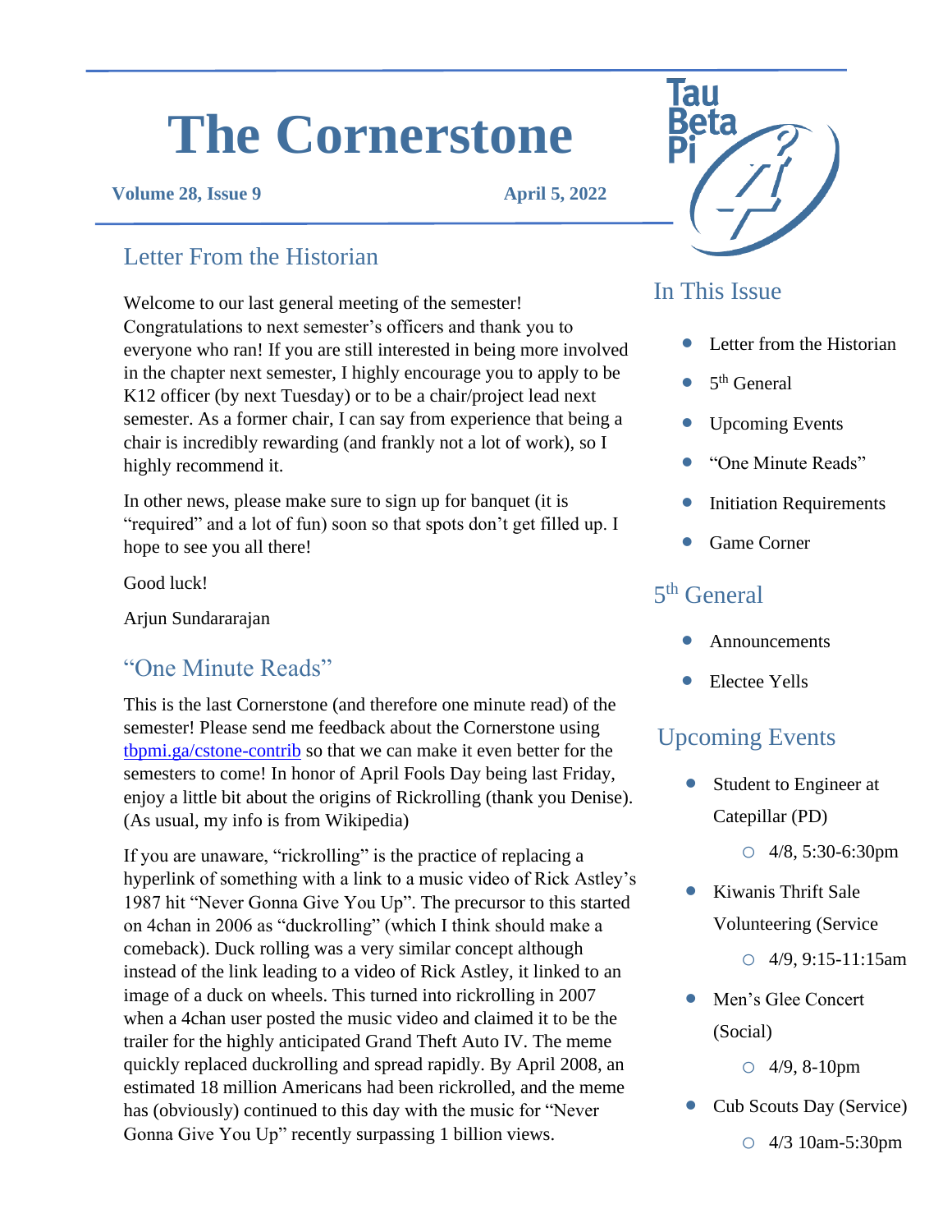# The Cornerstone

**Volume 28, Issue 9** **April 5, 2022**

## Letter From the Historian

Welcome to our last general meeting of the semester! Congratulations to next semester's officers and thank you to everyone who ran! If you are still interested in being more involved in the chapter next semester, I highly encourage you to apply to be K12 officer (by next Tuesday) or to be a chair/project lead next semester. As a former chair, I can say from experience that being a chair is incredibly rewarding (and frankly not a lot of work), so I highly recommend it.

In other news, please make sure to sign up for banquet (it is "required" and a lot of fun) soon so that spots don't get filled up. I hope to see you all there!

Good luck!

Arjun Sundararajan

## "One Minute Reads"

This is the last Cornerstone (and therefore one minute read) of the semester! Please send me feedback about the Cornerstone using [tbpmi.ga/cstone-contrib](tbpmi.ga/cstone-contrib) so that we can make it even better for the semesters to come! In honor of April Fools Day being last Friday, enjoy a little bit about the origins of Rickrolling (thank you Denise). (As usual, my info is from Wikipedia)

If you are unaware, "rickrolling" is the practice of replacing a hyperlink of something with a link to a music video of Rick Astley's 1987 hit "Never Gonna Give You Up". The precursor to this started on 4chan in 2006 as "duckrolling" (which I think should make a comeback). Duck rolling was a very similar concept although instead of the link leading to a video of Rick Astley, it linked to an image of a duck on wheels. This turned into rickrolling in 2007 when a 4chan user posted the music video and claimed it to be the trailer for the highly anticipated Grand Theft Auto IV. The meme quickly replaced duckrolling and spread rapidly. By April 2008, an estimated 18 million Americans had been rickrolled, and the meme has (obviously) continued to this day with the music for "Never Gonna Give You Up" recently surpassing 1 billion views.

## In This Issue

- Letter from the Historian
- 5th General
- Upcoming Events
- "One Minute Reads"
- Initiation Requirements
- Game Corner

## 5th General

- Announcements
- Electee Yells

## Upcoming Events

- Student to Engineer at Catepillar (PD)
  - 4/8, 5:30-6:30pm
- Kiwanis Thrift Sale Volunteering (Service
  - 4/9, 9:15-11:15am
- Men's Glee Concert (Social)
  - 4/9, 8-10pm
- Cub Scouts Day (Service)
  - 4/3 10am-5:30pm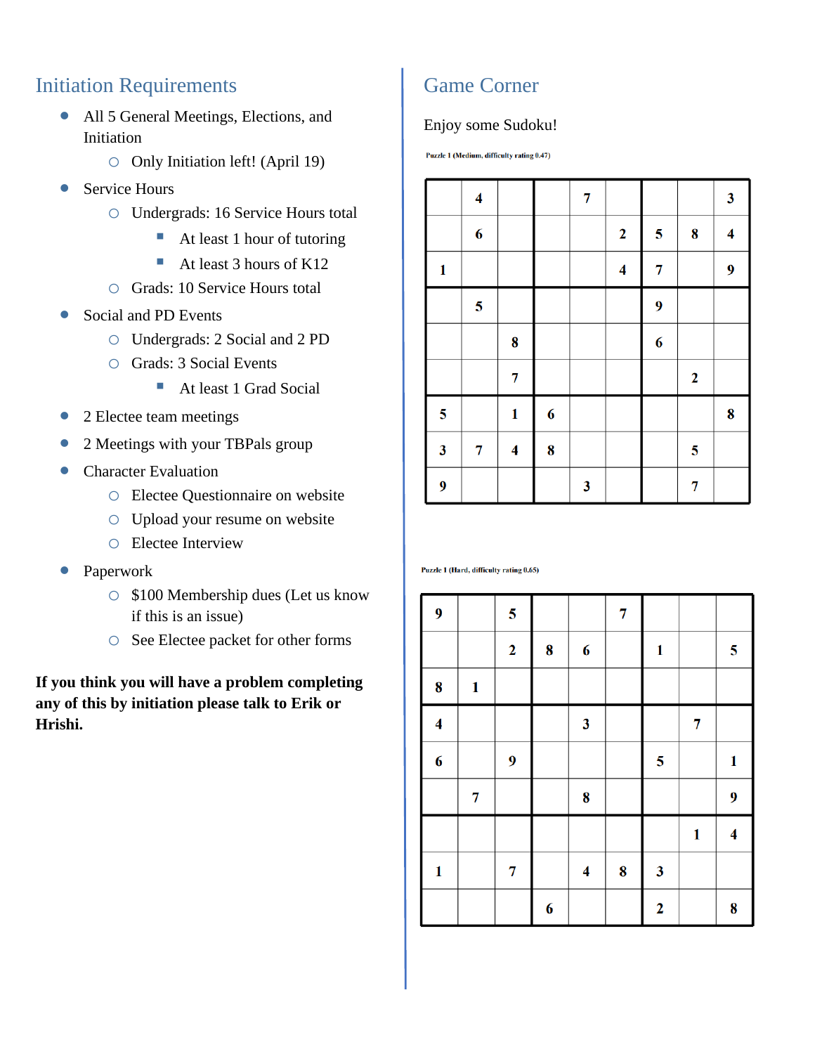## Initiation Requirements

- All 5 General Meetings, Elections, and Initiation
  - Only Initiation left! (April 19)
- Service Hours
  - Undergrads: 16 Service Hours total
    - At least 1 hour of tutoring
    - At least 3 hours of K12
  - Grads: 10 Service Hours total
- Social and PD Events
  - Undergrads: 2 Social and 2 PD
  - Grads: 3 Social Events
    - At least 1 Grad Social
- 2 Electee team meetings
- 2 Meetings with your TBPals group
- Character Evaluation
  - Electee Questionnaire on website
  - Upload your resume on website
  - Electee Interview
- Paperwork
  - $100 Membership dues (Let us know if this is an issue)
  - See Electee packet for other forms

**If you think you will have a problem completing any of this by initiation please talk to Erik or Hrishi.**

## Game Corner

Enjoy some Sudoku!

Puzzle 1 (Medium, difficulty rating 0.47)

| | | | | | | | | |
|---|---|---|---|---|---|---|---|---|
| | 4 | | | 7 | | | | 3 |
| | 6 | | | | 2 | 5 | 8 | 4 |
| 1 | | | | | 4 | 7 | | 9 |
| | 5 | | | | | 9 | | |
| | | 8 | | | | 6 | | |
| | | 7 | | | | | 2 | |
| 5 | | 1 | 6 | | | | | 8 |
| 3 | 7 | 4 | 8 | | | | 5 | |
| 9 | | | | 3 | | | 7 | |

Puzzle 1 (Hard, difficulty rating 0.65)

| | | | | | | | | |
|---|---|---|---|---|---|---|---|---|
| 9 | | 5 | | | 7 | | | |
| | | 2 | 8 | 6 | | 1 | | 5 |
| 8 | 1 | | | | | | | |
| 4 | | | | 3 | | | 7 | |
| 6 | | 9 | | | | 5 | | 1 |
| | 7 | | | 8 | | | | 9 |
| | | | | | | | 1 | 4 |
| 1 | | 7 | | 4 | 8 | 3 | | |
| | | | 6 | | | 2 | | 8 |